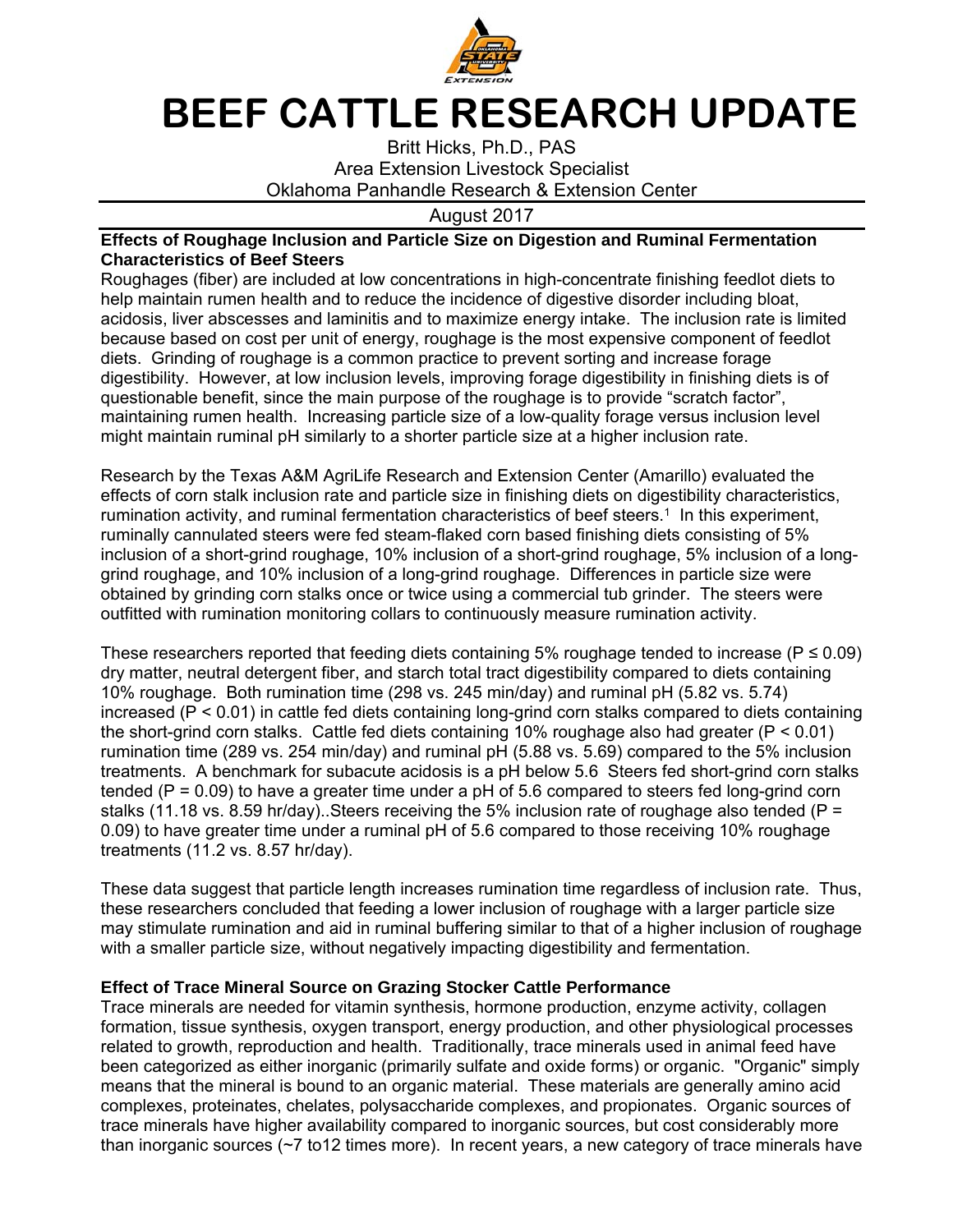# BEEF CATTLE RESEARCH UPDATE

Britt Hicks, Ph.D., PAS
Area Extension Livestock Specialist
Oklahoma Panhandle Research & Extension Center

August 2017

**Effects of Roughage Inclusion and Particle Size on Digestion and Ruminal Fermentation Characteristics of Beef Steers**

Roughages (fiber) are included at low concentrations in high-concentrate finishing feedlot diets to help maintain rumen health and to reduce the incidence of digestive disorder including bloat, acidosis, liver abscesses and laminitis and to maximize energy intake. The inclusion rate is limited because based on cost per unit of energy, roughage is the most expensive component of feedlot diets. Grinding of roughage is a common practice to prevent sorting and increase forage digestibility. However, at low inclusion levels, improving forage digestibility in finishing diets is of questionable benefit, since the main purpose of the roughage is to provide "scratch factor", maintaining rumen health. Increasing particle size of a low-quality forage versus inclusion level might maintain ruminal pH similarly to a shorter particle size at a higher inclusion rate.

Research by the Texas A&M AgriLife Research and Extension Center (Amarillo) evaluated the effects of corn stalk inclusion rate and particle size in finishing diets on digestibility characteristics, rumination activity, and ruminal fermentation characteristics of beef steers.[1] In this experiment, ruminally cannulated steers were fed steam-flaked corn based finishing diets consisting of 5% inclusion of a short-grind roughage, 10% inclusion of a short-grind roughage, 5% inclusion of a long-grind roughage, and 10% inclusion of a long-grind roughage. Differences in particle size were obtained by grinding corn stalks once or twice using a commercial tub grinder. The steers were outfitted with rumination monitoring collars to continuously measure rumination activity.

These researchers reported that feeding diets containing 5% roughage tended to increase ($P \leq 0.09$) dry matter, neutral detergent fiber, and starch total tract digestibility compared to diets containing 10% roughage. Both rumination time (298 vs. 245 min/day) and ruminal pH (5.82 vs. 5.74) increased ($P < 0.01$) in cattle fed diets containing long-grind corn stalks compared to diets containing the short-grind corn stalks. Cattle fed diets containing 10% roughage also had greater ($P < 0.01$) rumination time (289 vs. 254 min/day) and ruminal pH (5.88 vs. 5.69) compared to the 5% inclusion treatments. A benchmark for subacute acidosis is a pH below 5.6 Steers fed short-grind corn stalks tended ($P = 0.09$) to have a greater time under a pH of 5.6 compared to steers fed long-grind corn stalks (11.18 vs. 8.59 hr/day)..Steers receiving the 5% inclusion rate of roughage also tended ($P = 0.09$) to have greater time under a ruminal pH of 5.6 compared to those receiving 10% roughage treatments (11.2 vs. 8.57 hr/day).

These data suggest that particle length increases rumination time regardless of inclusion rate. Thus, these researchers concluded that feeding a lower inclusion of roughage with a larger particle size may stimulate rumination and aid in ruminal buffering similar to that of a higher inclusion of roughage with a smaller particle size, without negatively impacting digestibility and fermentation.

**Effect of Trace Mineral Source on Grazing Stocker Cattle Performance**

Trace minerals are needed for vitamin synthesis, hormone production, enzyme activity, collagen formation, tissue synthesis, oxygen transport, energy production, and other physiological processes related to growth, reproduction and health. Traditionally, trace minerals used in animal feed have been categorized as either inorganic (primarily sulfate and oxide forms) or organic. "Organic" simply means that the mineral is bound to an organic material. These materials are generally amino acid complexes, proteinates, chelates, polysaccharide complexes, and propionates. Organic sources of trace minerals have higher availability compared to inorganic sources, but cost considerably more than inorganic sources (~7 to12 times more). In recent years, a new category of trace minerals have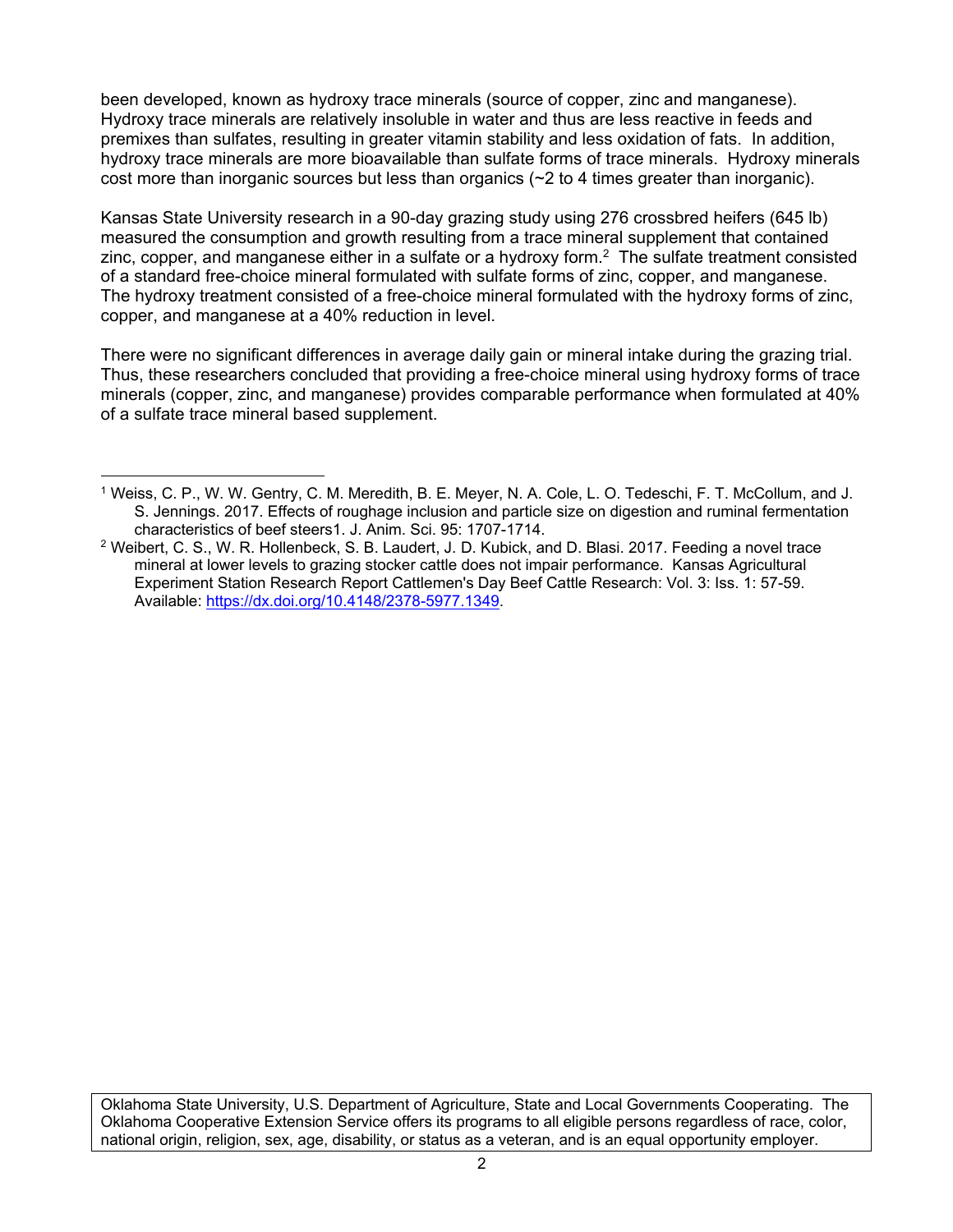been developed, known as hydroxy trace minerals (source of copper, zinc and manganese). Hydroxy trace minerals are relatively insoluble in water and thus are less reactive in feeds and premixes than sulfates, resulting in greater vitamin stability and less oxidation of fats. In addition, hydroxy trace minerals are more bioavailable than sulfate forms of trace minerals. Hydroxy minerals cost more than inorganic sources but less than organics (~2 to 4 times greater than inorganic).

Kansas State University research in a 90-day grazing study using 276 crossbred heifers (645 lb) measured the consumption and growth resulting from a trace mineral supplement that contained zinc, copper, and manganese either in a sulfate or a hydroxy form.[2] The sulfate treatment consisted of a standard free-choice mineral formulated with sulfate forms of zinc, copper, and manganese. The hydroxy treatment consisted of a free-choice mineral formulated with the hydroxy forms of zinc, copper, and manganese at a 40% reduction in level.

There were no significant differences in average daily gain or mineral intake during the grazing trial. Thus, these researchers concluded that providing a free-choice mineral using hydroxy forms of trace minerals (copper, zinc, and manganese) provides comparable performance when formulated at 40% of a sulfate trace mineral based supplement.

---

[1] Weiss, C. P., W. W. Gentry, C. M. Meredith, B. E. Meyer, N. A. Cole, L. O. Tedeschi, F. T. McCollum, and J. S. Jennings. 2017. Effects of roughage inclusion and particle size on digestion and ruminal fermentation characteristics of beef steers1. J. Anim. Sci. 95: 1707-1714.

[2] Weibert, C. S., W. R. Hollenbeck, S. B. Laudert, J. D. Kubick, and D. Blasi. 2017. Feeding a novel trace mineral at lower levels to grazing stocker cattle does not impair performance. Kansas Agricultural Experiment Station Research Report Cattlemen's Day Beef Cattle Research: Vol. 3: Iss. 1: 57-59. Available: https://dx.doi.org/10.4148/2378-5977.1349.

Oklahoma State University, U.S. Department of Agriculture, State and Local Governments Cooperating. The Oklahoma Cooperative Extension Service offers its programs to all eligible persons regardless of race, color, national origin, religion, sex, age, disability, or status as a veteran, and is an equal opportunity employer.